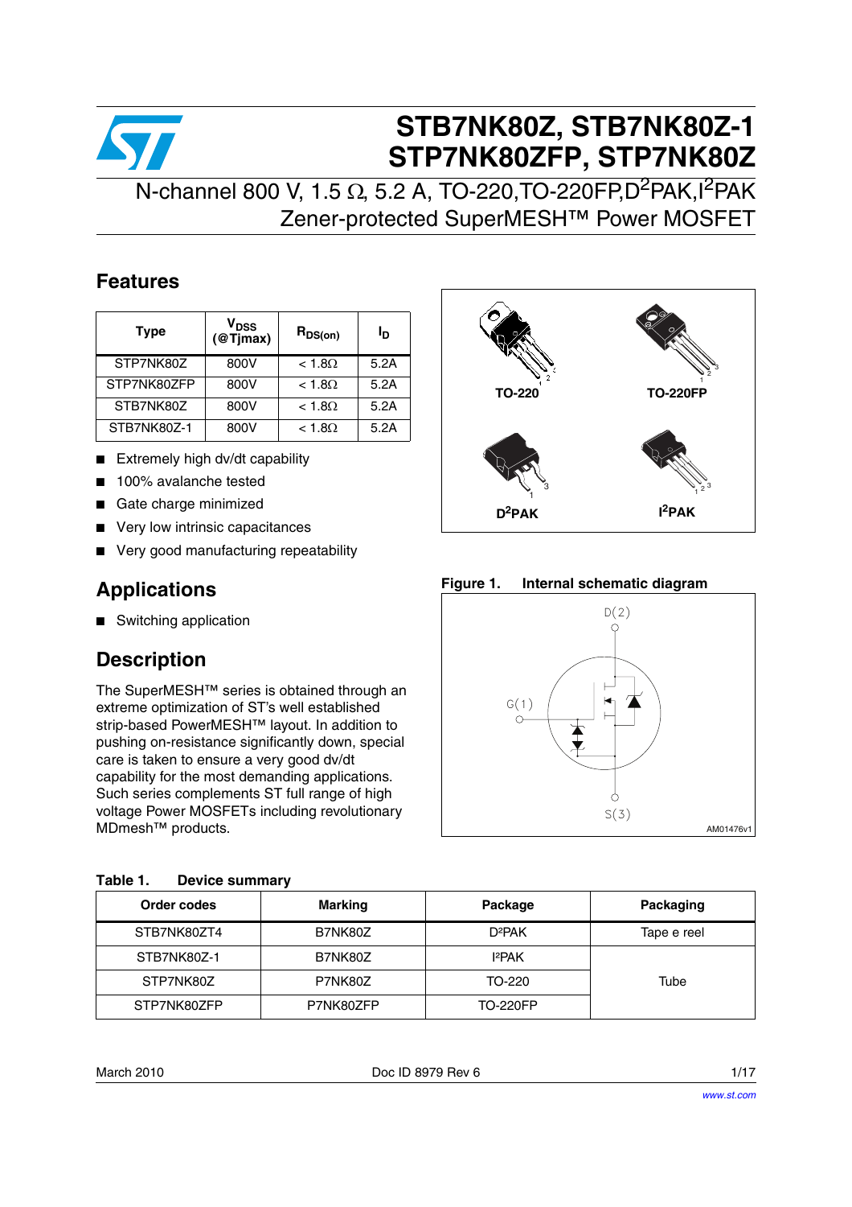# STB7NK80Z, STB7NK80Z-1
# STP7NK80ZFP, STP7NK80Z

## N-channel 800 V, 1.5 Ω, 5.2 A, TO-220,TO-220FP,$D^2$PAK,$I^2$PAK Zener-protected SuperMESH™ Power MOSFET

## Features

| Type | $V_{DSS}$ (@Tjmax) | $R_{DS(on)}$ | $I_D$ |
|---|---|---|---|
| STP7NK80Z | 800V | < 1.8Ω | 5.2A |
| STP7NK80ZFP | 800V | < 1.8Ω | 5.2A |
| STB7NK80Z | 800V | < 1.8Ω | 5.2A |
| STB7NK80Z-1 | 800V | < 1.8Ω | 5.2A |

- Extremely high dv/dt capability
- 100% avalanche tested
- Gate charge minimized
- Very low intrinsic capacitances
- Very good manufacturing repeatability

TO-220 TO-220FP $D^2$PAK $I^2$PAK

## Applications

- Switching application

## Description

The SuperMESH™ series is obtained through an extreme optimization of ST's well established strip-based PowerMESH™ layout. In addition to pushing on-resistance significantly down, special care is taken to ensure a very good dv/dt capability for the most demanding applications. Such series complements ST full range of high voltage Power MOSFETs including revolutionary MDmesh™ products.

**Figure 1. Internal schematic diagram**

D(2) G(1) S(3)

AM01476v1

**Table 1. Device summary**

| Order codes | Marking | Package | Packaging |
|---|---|---|---|
| STB7NK80ZT4 | B7NK80Z | D²PAK | Tape e reel |
| STB7NK80Z-1 | B7NK80Z | I²PAK | Tube |
| STP7NK80Z | P7NK80Z | TO-220 | |
| STP7NK80ZFP | P7NK80ZFP | TO-220FP | |

March 2010 Doc ID 8979 Rev 6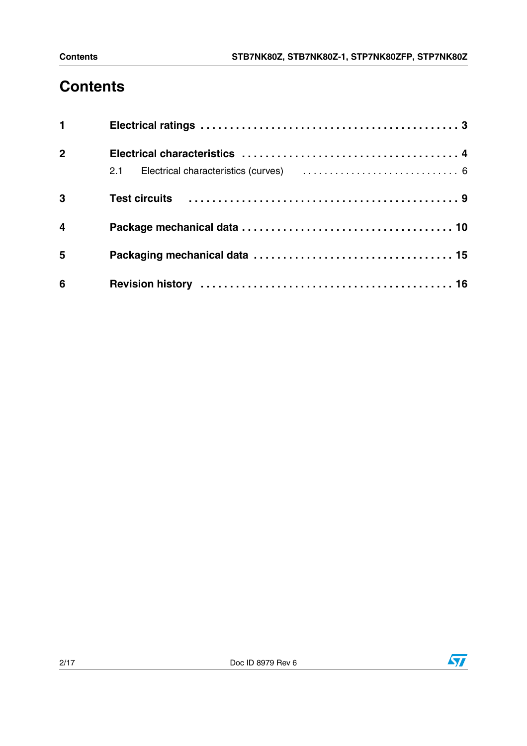# Contents

1 Electrical ratings . . . . . . . . . . . . . . . . . . . . . . . . . . . . . . . . . . . . . . . . . . . . 3

2 Electrical characteristics . . . . . . . . . . . . . . . . . . . . . . . . . . . . . . . . . . . . . 4

   2.1 Electrical characteristics (curves) . . . . . . . . . . . . . . . . . . . . . . . . . . . . . 6

3 Test circuits . . . . . . . . . . . . . . . . . . . . . . . . . . . . . . . . . . . . . . . . . . . . . 9

4 Package mechanical data . . . . . . . . . . . . . . . . . . . . . . . . . . . . . . . . . . . 10

5 Packaging mechanical data . . . . . . . . . . . . . . . . . . . . . . . . . . . . . . . . . 15

6 Revision history . . . . . . . . . . . . . . . . . . . . . . . . . . . . . . . . . . . . . . . . . 16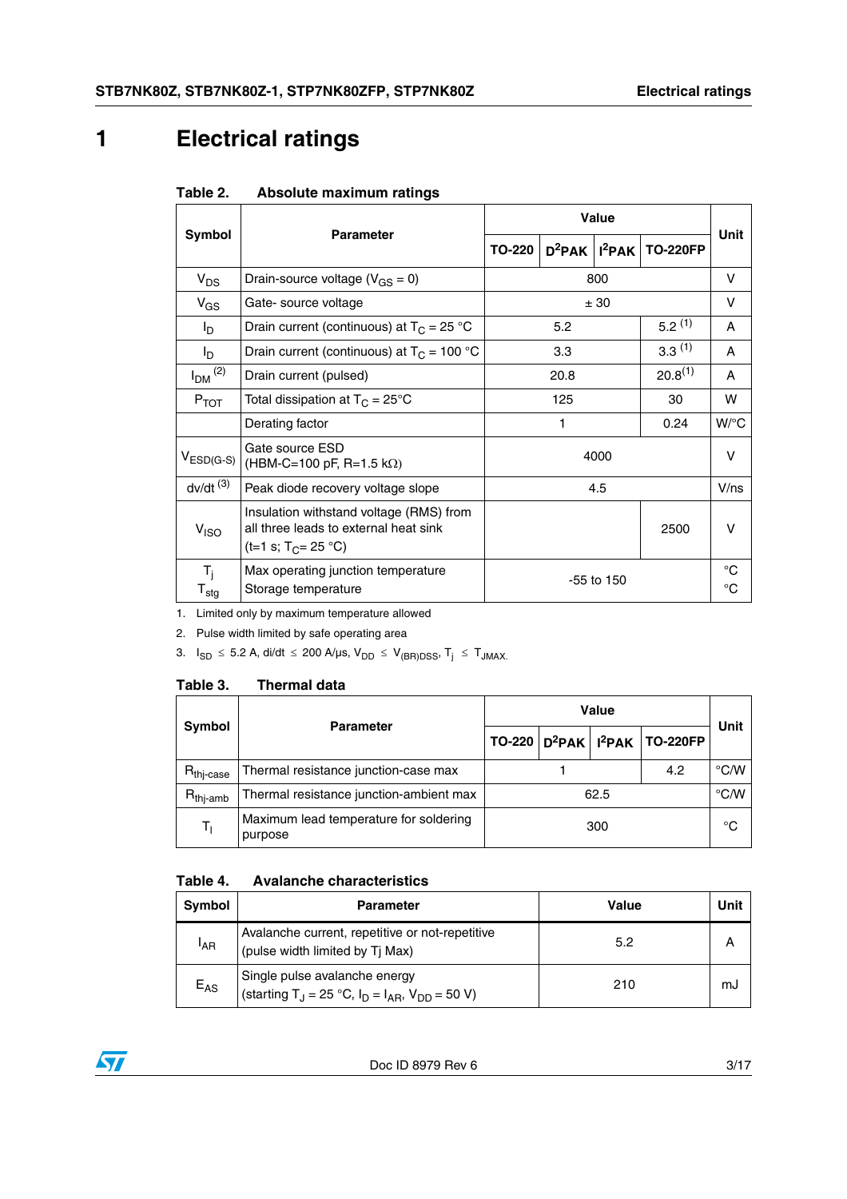# 1 Electrical ratings

**Table 2. Absolute maximum ratings**

| Symbol | Parameter | Value | | | | Unit |
|---|---|---|---|---|---|---|
| | | TO-220 | $D^2PAK$ | $I^2PAK$ | TO-220FP | |
| $V_{DS}$ | Drain-source voltage ($V_{GS}$ = 0) | 800 | | | | V |
| $V_{GS}$ | Gate- source voltage | ± 30 | | | | V |
| $I_D$ | Drain current (continuous) at $T_C$ = 25 °C | 5.2 | | | 5.2 [(1)] | A |
| $I_D$ | Drain current (continuous) at $T_C$ = 100 °C | 3.3 | | | 3.3 [(1)] | A |
| $I_{DM}$ [(2)] | Drain current (pulsed) | 20.8 | | | 20.8[(1)] | A |
| $P_{TOT}$ | Total dissipation at $T_C$ = 25°C | 125 | | | 30 | W |
| | Derating factor | 1 | | | 0.24 | W/°C |
| $V_{ESD(G-S)}$ | Gate source ESD (HBM-C=100 pF, R=1.5 kΩ) | 4000 | | | | V |
| dv/dt [(3)] | Peak diode recovery voltage slope | 4.5 | | | | V/ns |
| $V_{ISO}$ | Insulation withstand voltage (RMS) from all three leads to external heat sink (t=1 s; $T_C$= 25 °C) | | | | 2500 | V |
| $T_j$ <br> $T_{stg}$ | Max operating junction temperature <br> Storage temperature | -55 to 150 | | | | °C <br> °C |

1. Limited only by maximum temperature allowed
2. Pulse width limited by safe operating area
3. $I_{SD} \leq 5.2$ A, di/dt $\leq$ 200 A/µs, $V_{DD} \leq V_{(BR)DSS}$, $T_j \leq T_{JMAX}$.

**Table 3. Thermal data**

| Symbol | Parameter | Value | | | | Unit |
|---|---|---|---|---|---|---|
| | | TO-220 | $D^2PAK$ | $I^2PAK$ | TO-220FP | |
| $R_{thj-case}$ | Thermal resistance junction-case max | 1 | | | 4.2 | °C/W |
| $R_{thj-amb}$ | Thermal resistance junction-ambient max | 62.5 | | | | °C/W |
| $T_l$ | Maximum lead temperature for soldering purpose | 300 | | | | °C |

**Table 4. Avalanche characteristics**

| Symbol | Parameter | Value | Unit |
|---|---|---|---|
| $I_{AR}$ | Avalanche current, repetitive or not-repetitive (pulse width limited by Tj Max) | 5.2 | A |
| $E_{AS}$ | Single pulse avalanche energy (starting $T_J$ = 25 °C, $I_D$ = $I_{AR}$, $V_{DD}$ = 50 V) | 210 | mJ |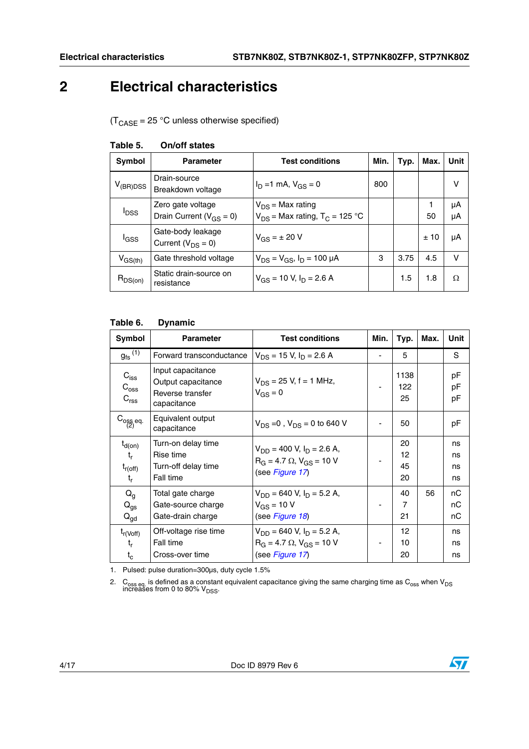# 2 Electrical characteristics

($T_{CASE}$ = 25 °C unless otherwise specified)

**Table 5. On/off states**

| Symbol | Parameter | Test conditions | Min. | Typ. | Max. | Unit |
|---|---|---|---|---|---|---|
| $V_{(BR)DSS}$ | Drain-source Breakdown voltage | $I_D$ =1 mA, $V_{GS}$ = 0 | 800 | | | V |
| $I_{DSS}$ | Zero gate voltage Drain Current ($V_{GS}$ = 0) | $V_{DS}$ = Max rating<br>$V_{DS}$ = Max rating, $T_C$ = 125 °C | | | 1<br>50 | µA<br>µA |
| $I_{GSS}$ | Gate-body leakage Current ($V_{DS}$ = 0) | $V_{GS}$ = ± 20 V | | | ± 10 | µA |
| $V_{GS(th)}$ | Gate threshold voltage | $V_{DS}$ = $V_{GS}$, $I_D$ = 100 µA | 3 | 3.75 | 4.5 | V |
| $R_{DS(on)}$ | Static drain-source on resistance | $V_{GS}$ = 10 V, $I_D$ = 2.6 A | | 1.5 | 1.8 | Ω |

**Table 6. Dynamic**

| Symbol | Parameter | Test conditions | Min. | Typ. | Max. | Unit |
|---|---|---|---|---|---|---|
| $g_{fs}$ (1) | Forward transconductance | $V_{DS}$ = 15 V, $I_D$ = 2.6 A | - | 5 | | S |
| $C_{iss}$<br>$C_{oss}$<br>$C_{rss}$ | Input capacitance<br>Output capacitance<br>Reverse transfer capacitance | $V_{DS}$ = 25 V, f = 1 MHz, $V_{GS}$ = 0 | - | 1138<br>122<br>25 | | pF<br>pF<br>pF |
| $C_{oss\ eq.}$ (2) | Equivalent output capacitance | $V_{DS}$ =0 , $V_{DS}$ = 0 to 640 V | - | 50 | | pF |
| $t_{d(on)}$<br>$t_r$<br>$t_{r(off)}$<br>$t_r$ | Turn-on delay time<br>Rise time<br>Turn-off delay time<br>Fall time | $V_{DD}$ = 400 V, $I_D$ = 2.6 A, $R_G$ = 4.7 Ω, $V_{GS}$ = 10 V (see *Figure 17*) | - | 20<br>12<br>45<br>20 | | ns<br>ns<br>ns<br>ns |
| $Q_g$<br>$Q_{gs}$<br>$Q_{gd}$ | Total gate charge<br>Gate-source charge<br>Gate-drain charge | $V_{DD}$ = 640 V, $I_D$ = 5.2 A, $V_{GS}$ = 10 V (see *Figure 18*) | - | 40<br>7<br>21 | 56 | nC<br>nC<br>nC |
| $t_{r(Voff)}$<br>$t_f$<br>$t_c$ | Off-voltage rise time<br>Fall time<br>Cross-over time | $V_{DD}$ = 640 V, $I_D$ = 5.2 A, $R_G$ = 4.7 Ω, $V_{GS}$ = 10 V (see *Figure 17*) | - | 12<br>10<br>20 | | ns<br>ns<br>ns |

1. Pulsed: pulse duration=300µs, duty cycle 1.5%
2. $C_{oss\ eq.}$ is defined as a constant equivalent capacitance giving the same charging time as $C_{oss}$ when $V_{DS}$ increases from 0 to 80% $V_{DSS}$.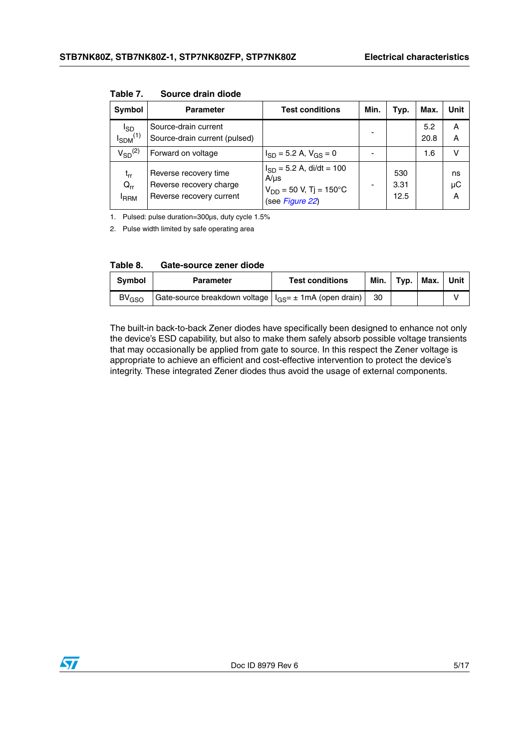Table 7. Source drain diode

| Symbol | Parameter | Test conditions | Min. | Typ. | Max. | Unit |
|---|---|---|---|---|---|---|
| $I_{SD}$<br>$I_{SDM}$[1] | Source-drain current<br>Source-drain current (pulsed) | | - | | 5.2<br>20.8 | A<br>A |
| $V_{SD}$[2] | Forward on voltage | $I_{SD}$ = 5.2 A, $V_{GS}$ = 0 | - | | 1.6 | V |
| $t_{rr}$<br>$Q_{rr}$<br>$I_{RRM}$ | Reverse recovery time<br>Reverse recovery charge<br>Reverse recovery current | $I_{SD}$ = 5.2 A, di/dt = 100 A/µs<br>$V_{DD}$ = 50 V, Tj = 150°C<br>(see *Figure 22*) | - | 530<br>3.31<br>12.5 | | ns<br>µC<br>A |

1. Pulsed: pulse duration=300µs, duty cycle 1.5%
2. Pulse width limited by safe operating area

Table 8. Gate-source zener diode

| Symbol | Parameter | Test conditions | Min. | Typ. | Max. | Unit |
|---|---|---|---|---|---|---|
| $BV_{GSO}$ | Gate-source breakdown voltage | $I_{GS}$= ± 1mA (open drain) | 30 | | | V |

The built-in back-to-back Zener diodes have specifically been designed to enhance not only the device's ESD capability, but also to make them safely absorb possible voltage transients that may occasionally be applied from gate to source. In this respect the Zener voltage is appropriate to achieve an efficient and cost-effective intervention to protect the device's integrity. These integrated Zener diodes thus avoid the usage of external components.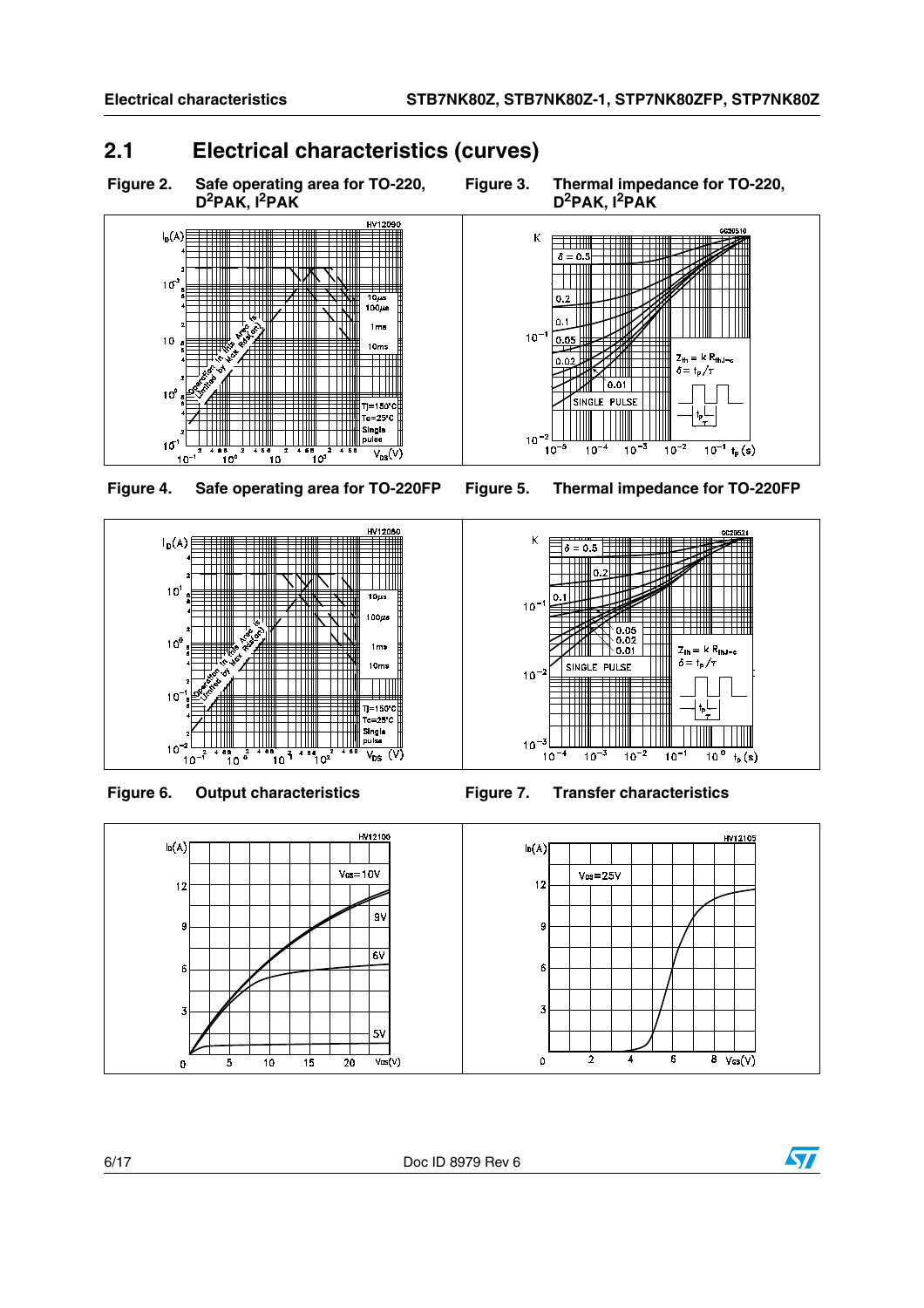## 2.1 Electrical characteristics (curves)

**Figure 2. Safe operating area for TO-220, $D^2$PAK, $I^2$PAK**

**Figure 3. Thermal impedance for TO-220, $D^2$PAK, $I^2$PAK**

**Figure 4. Safe operating area for TO-220FP**

**Figure 5. Thermal impedance for TO-220FP**

**Figure 6. Output characteristics**

**Figure 7. Transfer characteristics**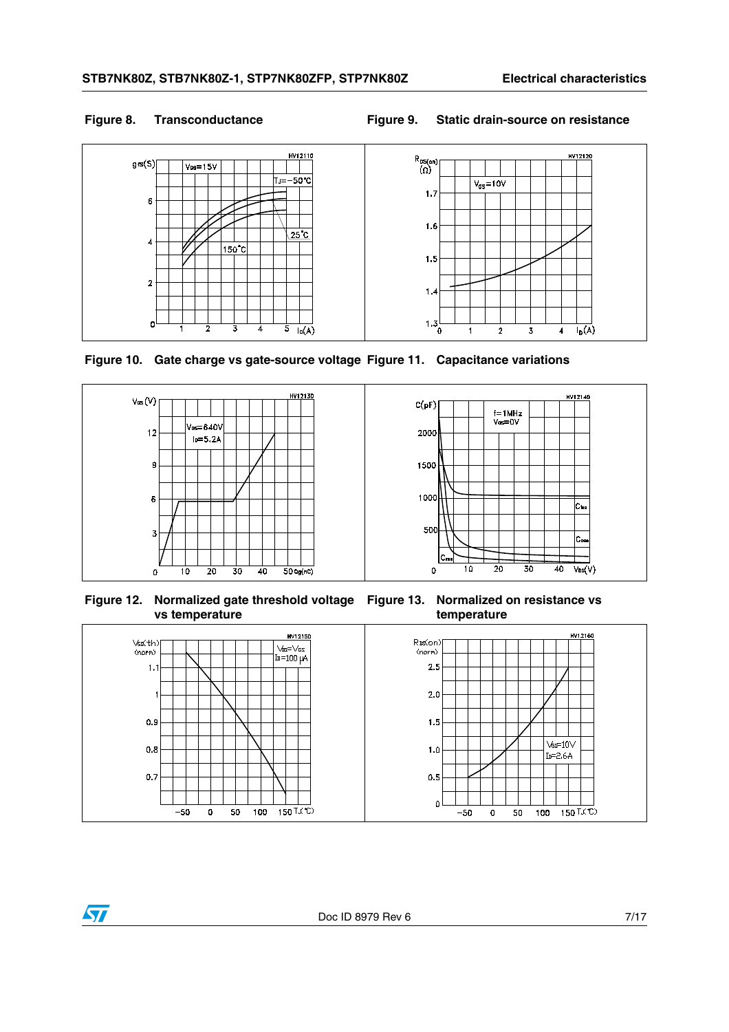Figure 8. Transconductance

Figure 9. Static drain-source on resistance

Figure 10. Gate charge vs gate-source voltage

Figure 11. Capacitance variations

Figure 12. Normalized gate threshold voltage vs temperature

Figure 13. Normalized on resistance vs temperature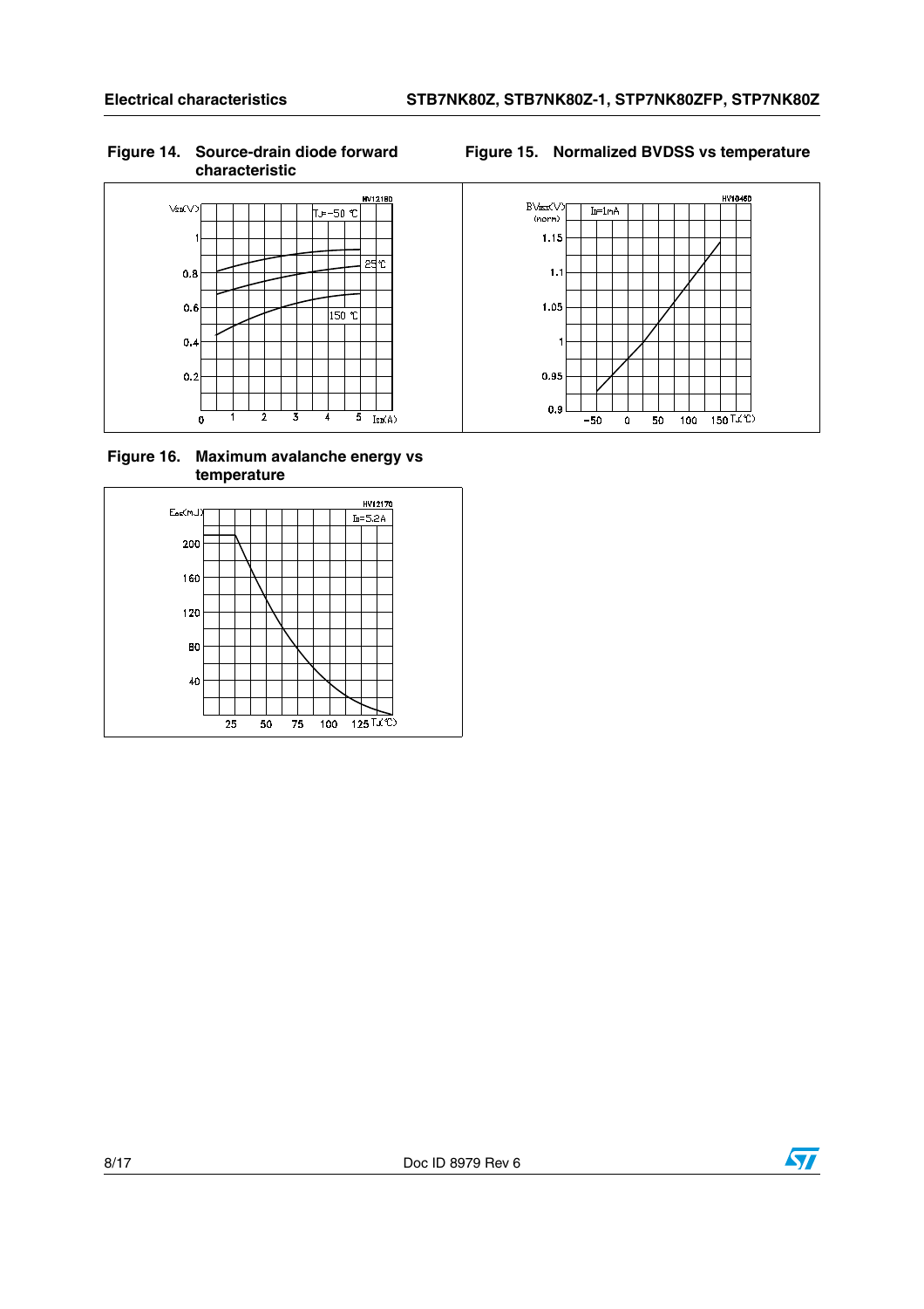**Figure 14. Source-drain diode forward characteristic**

**Figure 15. Normalized BVDSS vs temperature**

**Figure 16. Maximum avalanche energy vs temperature**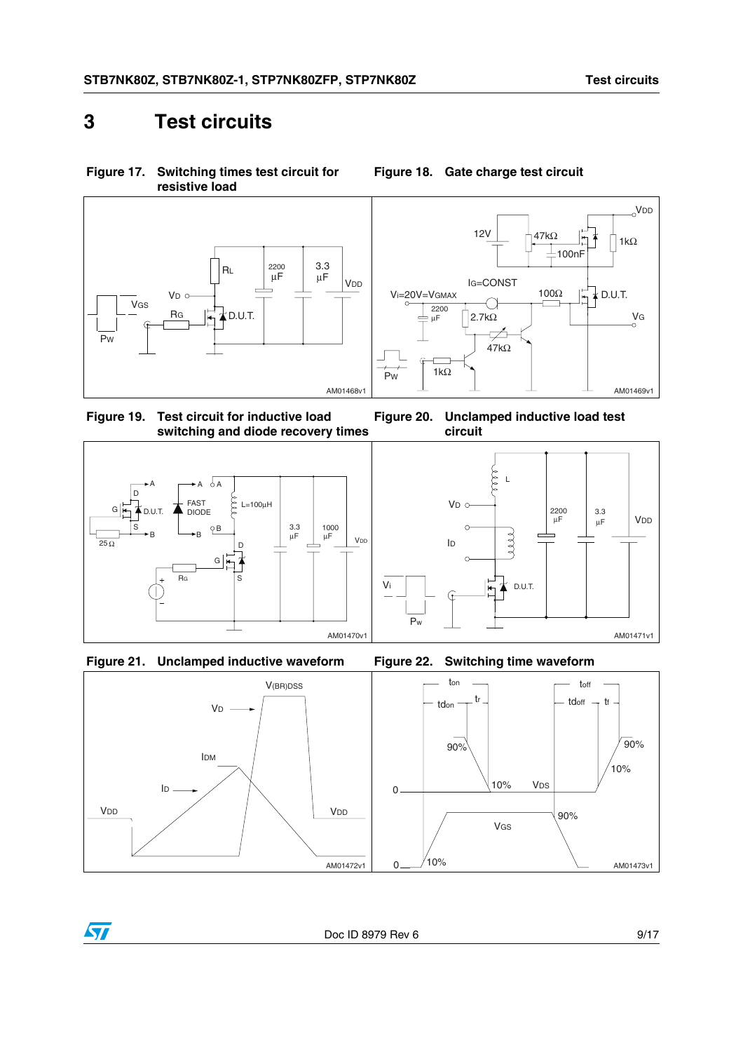# 3 Test circuits

**Figure 17. Switching times test circuit for resistive load**

**Figure 18. Gate charge test circuit**

**Figure 19. Test circuit for inductive load switching and diode recovery times**

**Figure 20. Unclamped inductive load test circuit**

**Figure 21. Unclamped inductive waveform**

**Figure 22. Switching time waveform**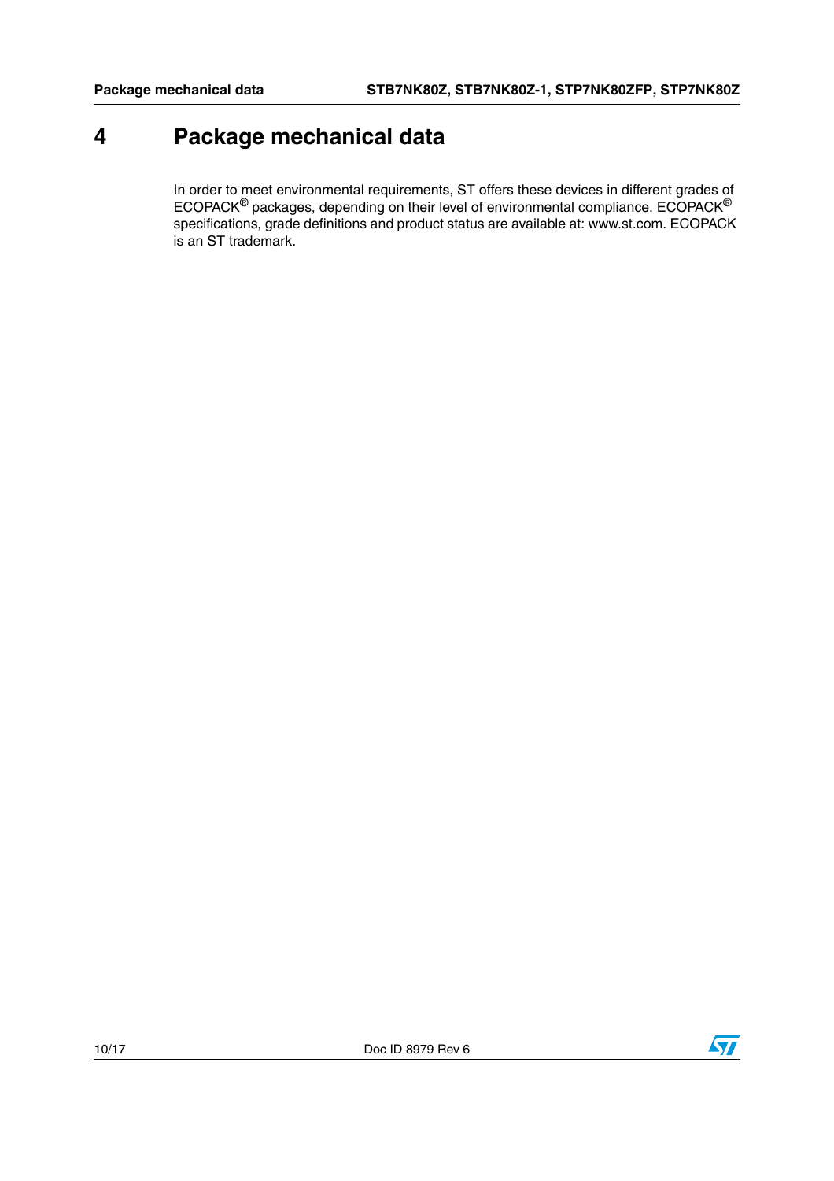# 4 Package mechanical data

In order to meet environmental requirements, ST offers these devices in different grades of ECOPACK® packages, depending on their level of environmental compliance. ECOPACK® specifications, grade definitions and product status are available at: www.st.com. ECOPACK is an ST trademark.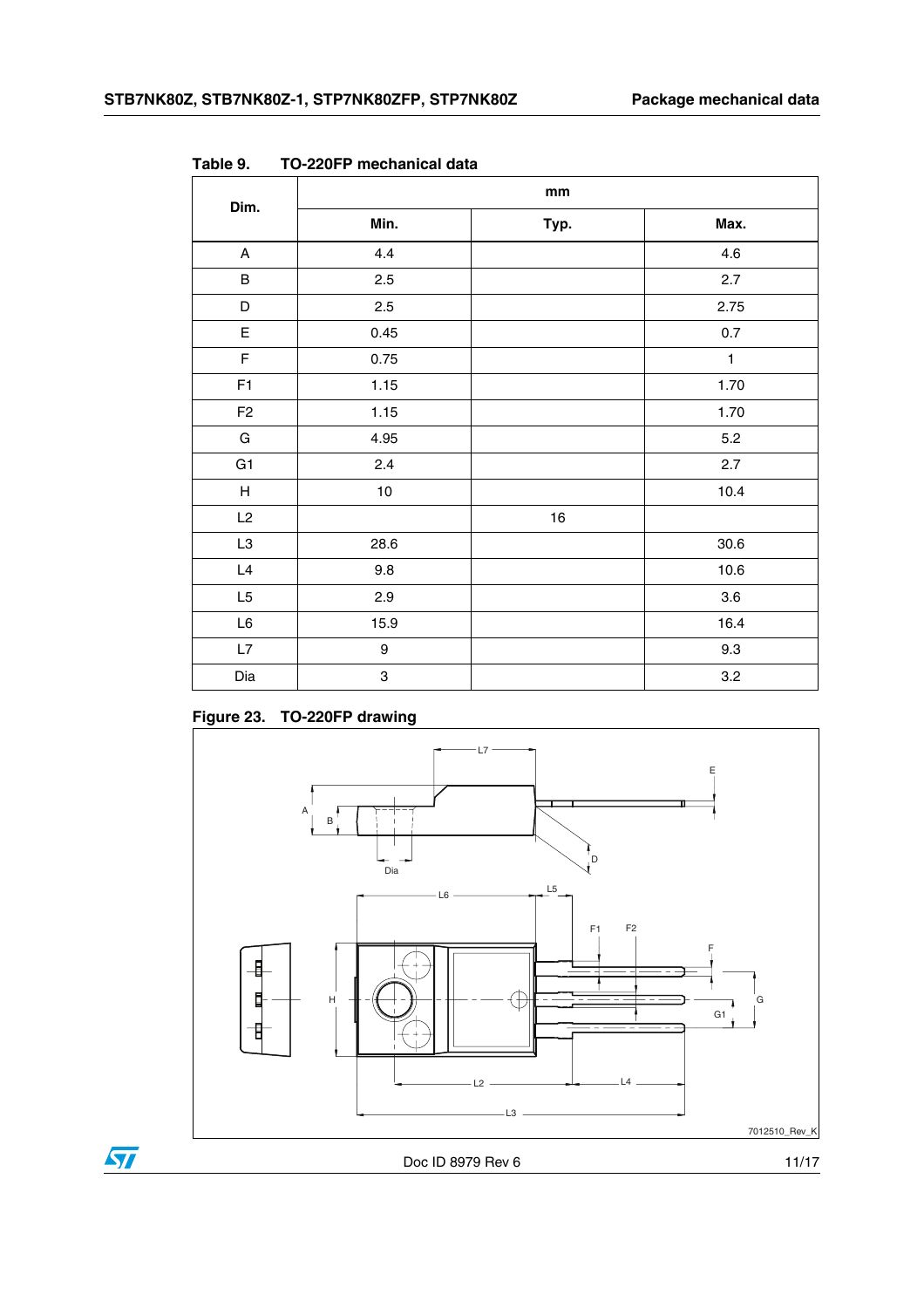Table 9. TO-220FP mechanical data

| Dim. | mm | | |
|---|---|---|---|
| | Min. | Typ. | Max. |
| A | 4.4 | | 4.6 |
| B | 2.5 | | 2.7 |
| D | 2.5 | | 2.75 |
| E | 0.45 | | 0.7 |
| F | 0.75 | | 1 |
| F1 | 1.15 | | 1.70 |
| F2 | 1.15 | | 1.70 |
| G | 4.95 | | 5.2 |
| G1 | 2.4 | | 2.7 |
| H | 10 | | 10.4 |
| L2 | | 16 | |
| L3 | 28.6 | | 30.6 |
| L4 | 9.8 | | 10.6 |
| L5 | 2.9 | | 3.6 |
| L6 | 15.9 | | 16.4 |
| L7 | 9 | | 9.3 |
| Dia | 3 | | 3.2 |

Figure 23. TO-220FP drawing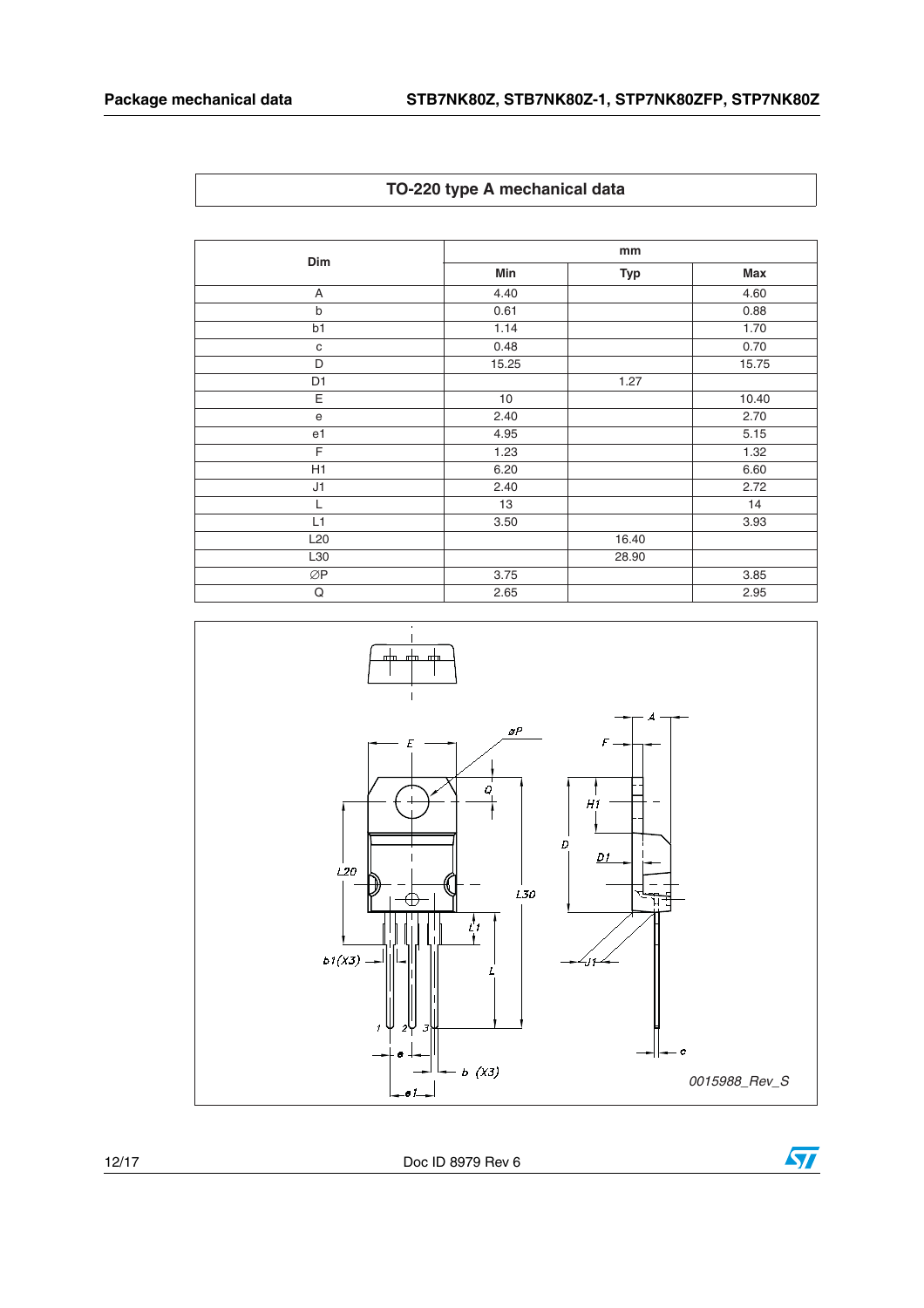## TO-220 type A mechanical data

| Dim | mm | | |
|---|---|---|---|
| | Min | Typ | Max |
| A | 4.40 | | 4.60 |
| b | 0.61 | | 0.88 |
| b1 | 1.14 | | 1.70 |
| c | 0.48 | | 0.70 |
| D | 15.25 | | 15.75 |
| D1 | | 1.27 | |
| E | 10 | | 10.40 |
| e | 2.40 | | 2.70 |
| e1 | 4.95 | | 5.15 |
| F | 1.23 | | 1.32 |
| H1 | 6.20 | | 6.60 |
| J1 | 2.40 | | 2.72 |
| L | 13 | | 14 |
| L1 | 3.50 | | 3.93 |
| L20 | | 16.40 | |
| L30 | | 28.90 | |
| ∅P | 3.75 | | 3.85 |
| Q | 2.65 | | 2.95 |

0015988_Rev_S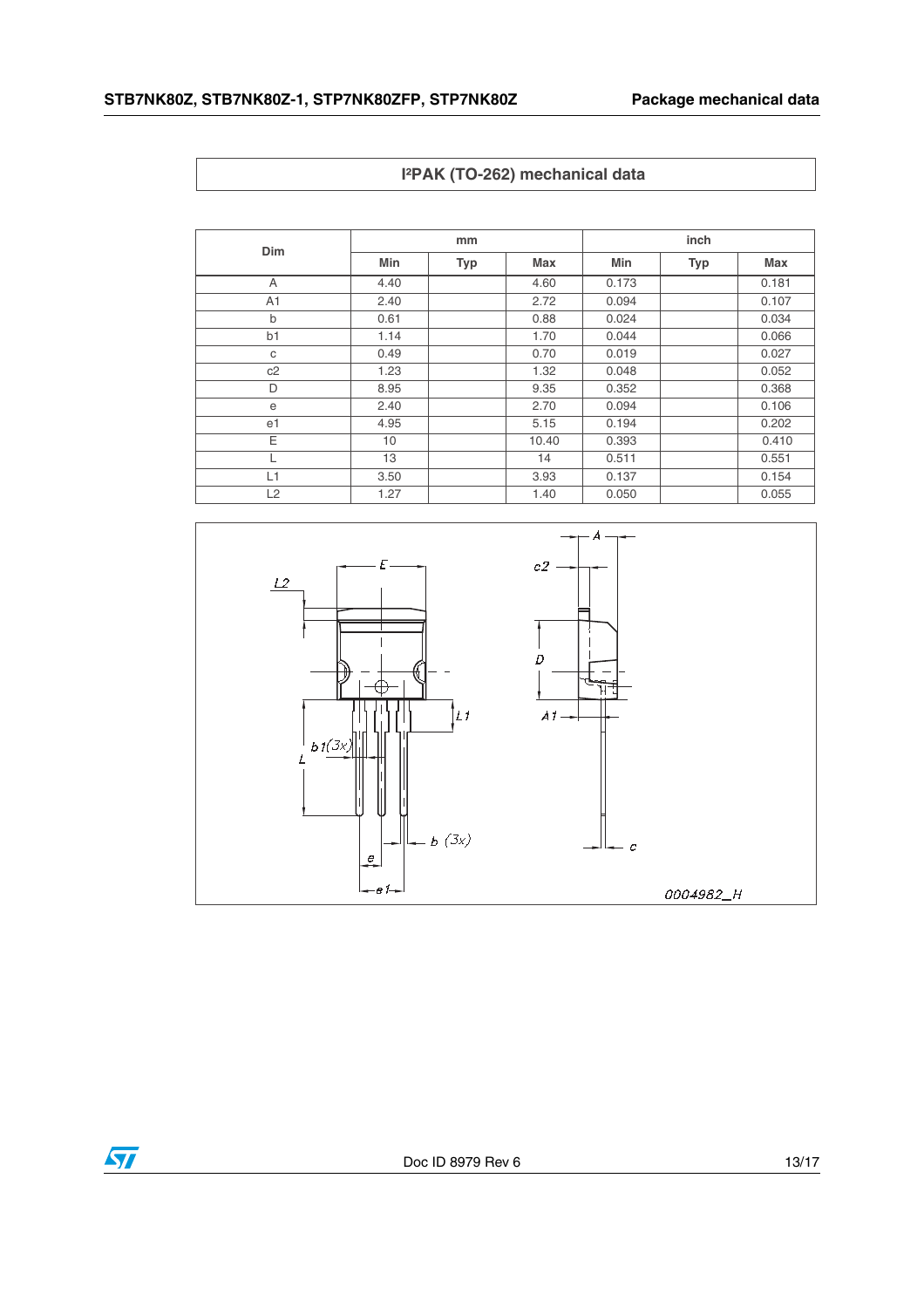## I²PAK (TO-262) mechanical data

| Dim | mm | | | inch | | |
|---|---|---|---|---|---|---|
| | Min | Typ | Max | Min | Typ | Max |
| A | 4.40 | | 4.60 | 0.173 | | 0.181 |
| A1 | 2.40 | | 2.72 | 0.094 | | 0.107 |
| b | 0.61 | | 0.88 | 0.024 | | 0.034 |
| b1 | 1.14 | | 1.70 | 0.044 | | 0.066 |
| c | 0.49 | | 0.70 | 0.019 | | 0.027 |
| c2 | 1.23 | | 1.32 | 0.048 | | 0.052 |
| D | 8.95 | | 9.35 | 0.352 | | 0.368 |
| e | 2.40 | | 2.70 | 0.094 | | 0.106 |
| e1 | 4.95 | | 5.15 | 0.194 | | 0.202 |
| E | 10 | | 10.40 | 0.393 | | 0.410 |
| L | 13 | | 14 | 0.511 | | 0.551 |
| L1 | 3.50 | | 3.93 | 0.137 | | 0.154 |
| L2 | 1.27 | | 1.40 | 0.050 | | 0.055 |

0004982_H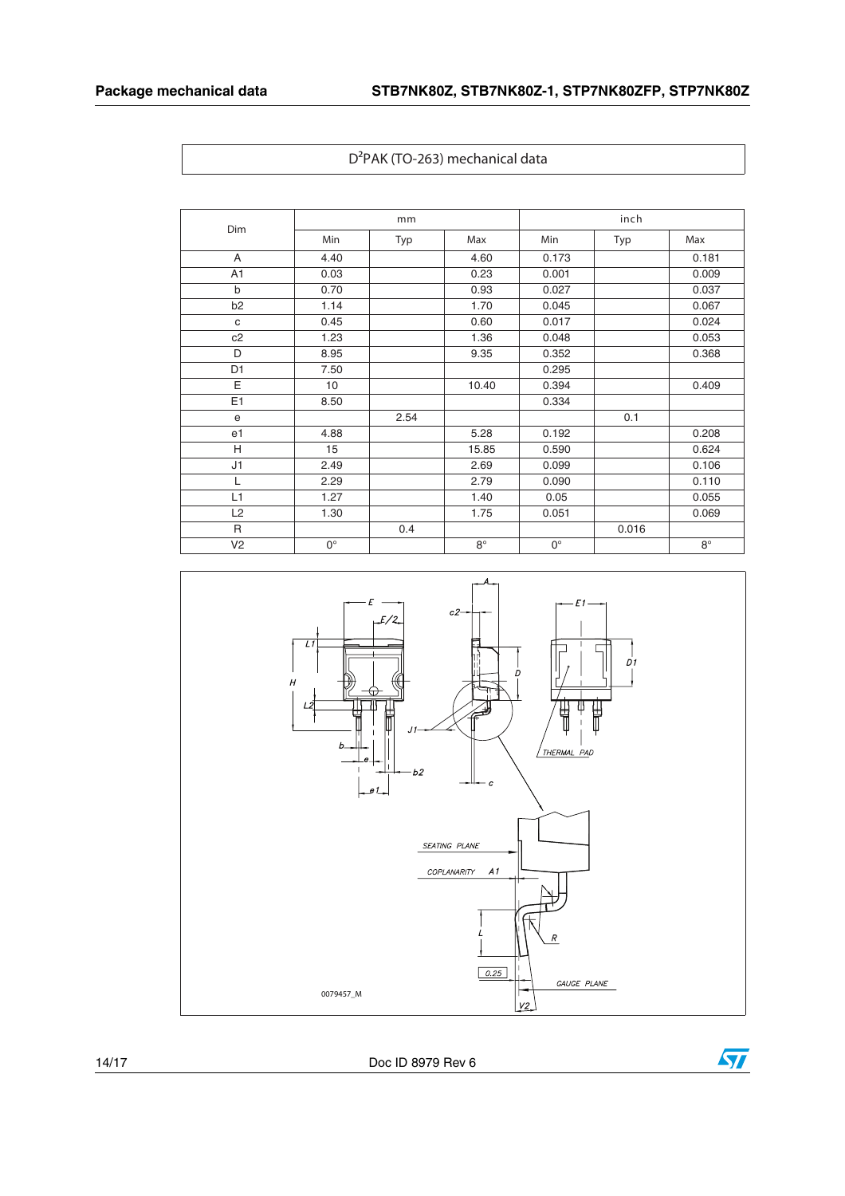## D²PAK (TO-263) mechanical data

| Dim | mm | | | inch | | |
|---|---|---|---|---|---|---|
| | Min | Typ | Max | Min | Typ | Max |
| A | 4.40 | | 4.60 | 0.173 | | 0.181 |
| A1 | 0.03 | | 0.23 | 0.001 | | 0.009 |
| b | 0.70 | | 0.93 | 0.027 | | 0.037 |
| b2 | 1.14 | | 1.70 | 0.045 | | 0.067 |
| c | 0.45 | | 0.60 | 0.017 | | 0.024 |
| c2 | 1.23 | | 1.36 | 0.048 | | 0.053 |
| D | 8.95 | | 9.35 | 0.352 | | 0.368 |
| D1 | 7.50 | | | 0.295 | | |
| E | 10 | | 10.40 | 0.394 | | 0.409 |
| E1 | 8.50 | | | 0.334 | | |
| e | | 2.54 | | | 0.1 | |
| e1 | 4.88 | | 5.28 | 0.192 | | 0.208 |
| H | 15 | | 15.85 | 0.590 | | 0.624 |
| J1 | 2.49 | | 2.69 | 0.099 | | 0.106 |
| L | 2.29 | | 2.79 | 0.090 | | 0.110 |
| L1 | 1.27 | | 1.40 | 0.05 | | 0.055 |
| L2 | 1.30 | | 1.75 | 0.051 | | 0.069 |
| R | | 0.4 | | | 0.016 | |
| V2 | 0° | | 8° | 0° | | 8° |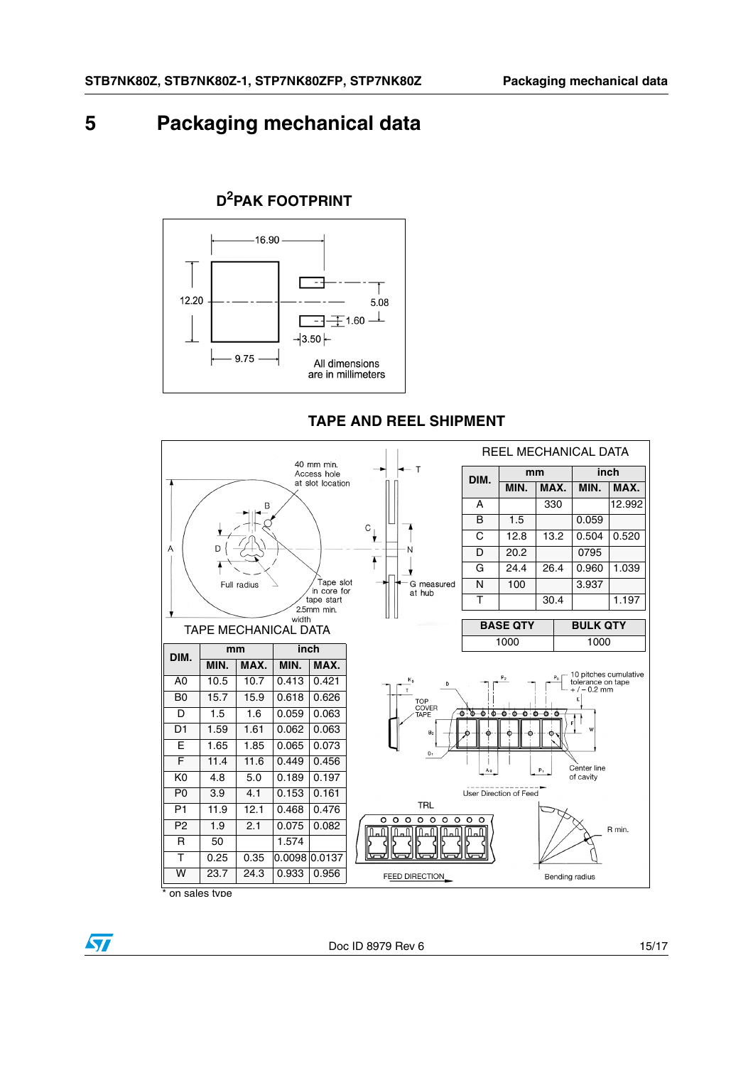# 5 Packaging mechanical data

## D²PAK FOOTPRINT

16.90

12.20

5.08

1.60

3.50

9.75

All dimensions are in millimeters

## TAPE AND REEL SHIPMENT

REEL MECHANICAL DATA

| DIM. | mm | | inch | |
|---|---|---|---|---|
| | MIN. | MAX. | MIN. | MAX. |
| A | | 330 | | 12.992 |
| B | 1.5 | | 0.059 | |
| C | 12.8 | 13.2 | 0.504 | 0.520 |
| D | 20.2 | | 0795 | |
| G | 24.4 | 26.4 | 0.960 | 1.039 |
| N | 100 | | 3.937 | |
| T | | 30.4 | | 1.197 |

| BASE QTY | BULK QTY |
|---|---|
| 1000 | 1000 |

TAPE MECHANICAL DATA

| DIM. | mm | | inch | |
|---|---|---|---|---|
| | MIN. | MAX. | MIN. | MAX. |
| A0 | 10.5 | 10.7 | 0.413 | 0.421 |
| B0 | 15.7 | 15.9 | 0.618 | 0.626 |
| D | 1.5 | 1.6 | 0.059 | 0.063 |
| D1 | 1.59 | 1.61 | 0.062 | 0.063 |
| E | 1.65 | 1.85 | 0.065 | 0.073 |
| F | 11.4 | 11.6 | 0.449 | 0.456 |
| K0 | 4.8 | 5.0 | 0.189 | 0.197 |
| P0 | 3.9 | 4.1 | 0.153 | 0.161 |
| P1 | 11.9 | 12.1 | 0.468 | 0.476 |
| P2 | 1.9 | 2.1 | 0.075 | 0.082 |
| R | 50 | | 1.574 | |
| T | 0.25 | 0.35 | 0.0098 | 0.0137 |
| W | 23.7 | 24.3 | 0.933 | 0.956 |

40 mm min. Access hole at slot location

Full radius

Tape slot in core for tape start 2.5mm min. width

G measured at hub

10 pitches cumulative tolerance on tape +/- 0.2 mm

TOP COVER TAPE

Center line of cavity

User Direction of Feed

TRL

FEED DIRECTION

R min.

Bending radius

\* on sales type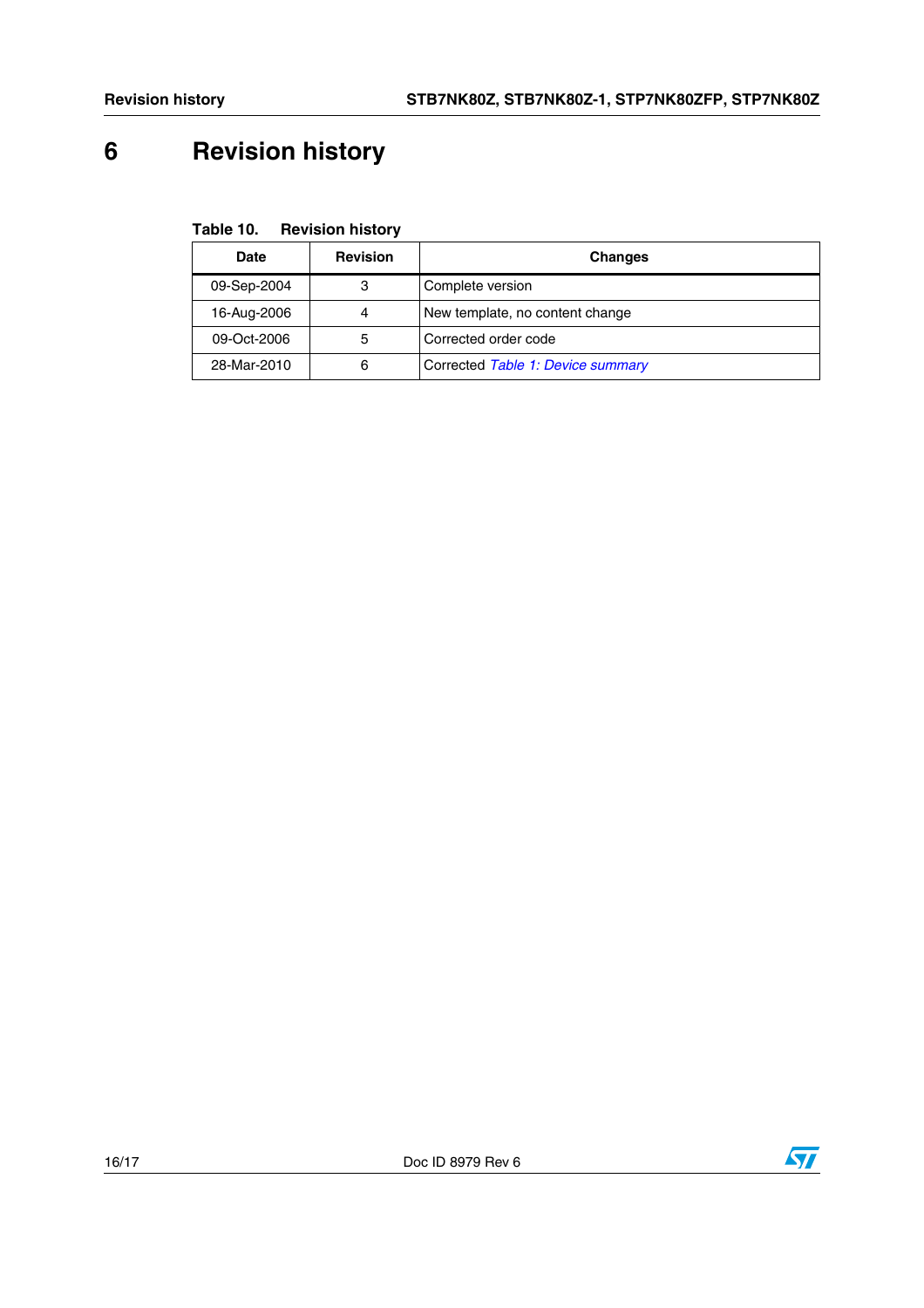# 6 Revision history

**Table 10. Revision history**

| Date | Revision | Changes |
|---|---|---|
| 09-Sep-2004 | 3 | Complete version |
| 16-Aug-2006 | 4 | New template, no content change |
| 09-Oct-2006 | 5 | Corrected order code |
| 28-Mar-2010 | 6 | Corrected *Table 1: Device summary* |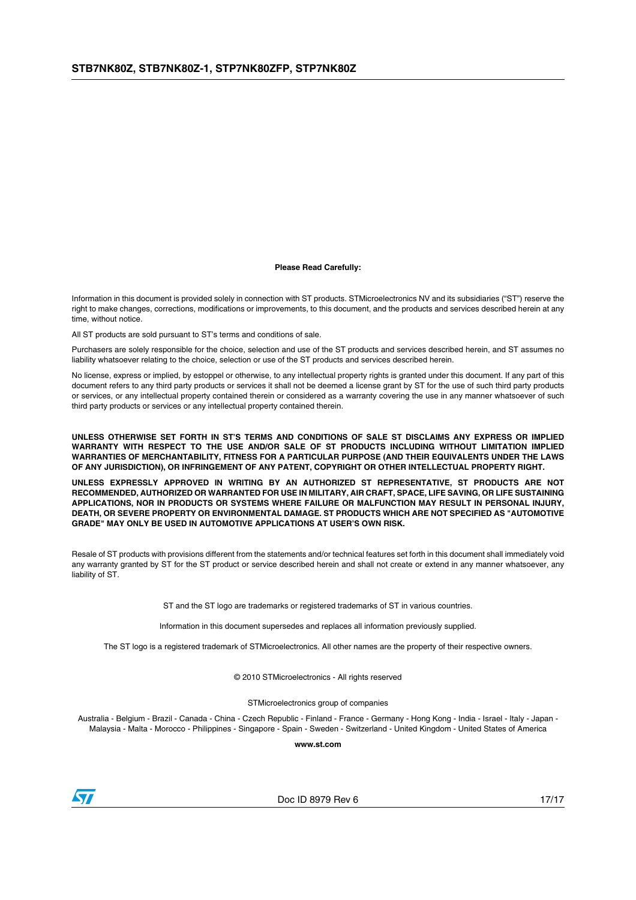**Please Read Carefully:**

Information in this document is provided solely in connection with ST products. STMicroelectronics NV and its subsidiaries ("ST") reserve the right to make changes, corrections, modifications or improvements, to this document, and the products and services described herein at any time, without notice.

All ST products are sold pursuant to ST's terms and conditions of sale.

Purchasers are solely responsible for the choice, selection and use of the ST products and services described herein, and ST assumes no liability whatsoever relating to the choice, selection or use of the ST products and services described herein.

No license, express or implied, by estoppel or otherwise, to any intellectual property rights is granted under this document. If any part of this document refers to any third party products or services it shall not be deemed a license grant by ST for the use of such third party products or services, or any intellectual property contained therein or considered as a warranty covering the use in any manner whatsoever of such third party products or services or any intellectual property contained therein.

**UNLESS OTHERWISE SET FORTH IN ST'S TERMS AND CONDITIONS OF SALE ST DISCLAIMS ANY EXPRESS OR IMPLIED WARRANTY WITH RESPECT TO THE USE AND/OR SALE OF ST PRODUCTS INCLUDING WITHOUT LIMITATION IMPLIED WARRANTIES OF MERCHANTABILITY, FITNESS FOR A PARTICULAR PURPOSE (AND THEIR EQUIVALENTS UNDER THE LAWS OF ANY JURISDICTION), OR INFRINGEMENT OF ANY PATENT, COPYRIGHT OR OTHER INTELLECTUAL PROPERTY RIGHT.**

**UNLESS EXPRESSLY APPROVED IN WRITING BY AN AUTHORIZED ST REPRESENTATIVE, ST PRODUCTS ARE NOT RECOMMENDED, AUTHORIZED OR WARRANTED FOR USE IN MILITARY, AIR CRAFT, SPACE, LIFE SAVING, OR LIFE SUSTAINING APPLICATIONS, NOR IN PRODUCTS OR SYSTEMS WHERE FAILURE OR MALFUNCTION MAY RESULT IN PERSONAL INJURY, DEATH, OR SEVERE PROPERTY OR ENVIRONMENTAL DAMAGE. ST PRODUCTS WHICH ARE NOT SPECIFIED AS "AUTOMOTIVE GRADE" MAY ONLY BE USED IN AUTOMOTIVE APPLICATIONS AT USER'S OWN RISK.**

Resale of ST products with provisions different from the statements and/or technical features set forth in this document shall immediately void any warranty granted by ST for the ST product or service described herein and shall not create or extend in any manner whatsoever, any liability of ST.

ST and the ST logo are trademarks or registered trademarks of ST in various countries.

Information in this document supersedes and replaces all information previously supplied.

The ST logo is a registered trademark of STMicroelectronics. All other names are the property of their respective owners.

© 2010 STMicroelectronics - All rights reserved

STMicroelectronics group of companies

Australia - Belgium - Brazil - Canada - China - Czech Republic - Finland - France - Germany - Hong Kong - India - Israel - Italy - Japan - Malaysia - Malta - Morocco - Philippines - Singapore - Spain - Sweden - Switzerland - United Kingdom - United States of America

**www.st.com**